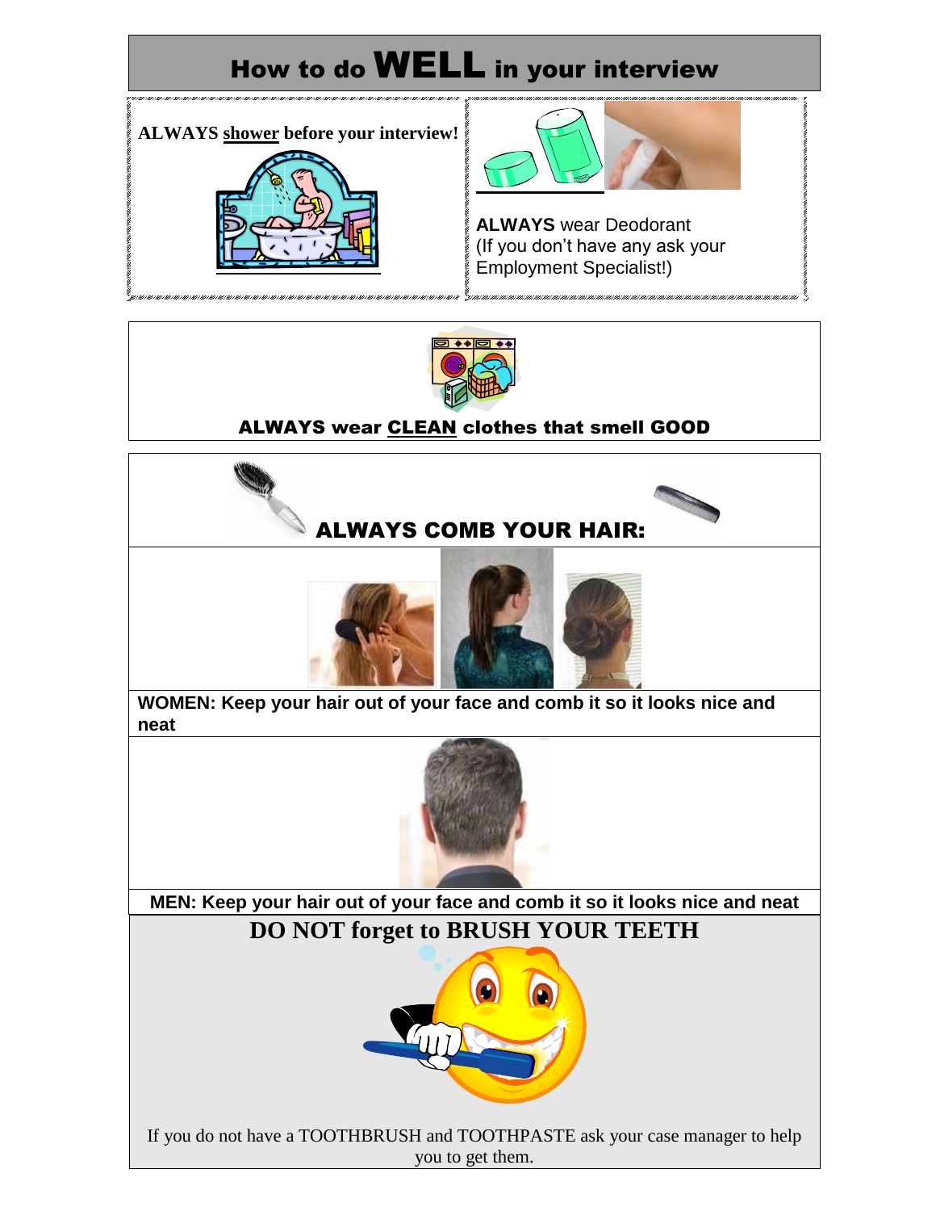# How to do WELL in your interview

**ALWAYS shower before your interview!**

**ALWAYS** wear Deodorant (If you don't have any ask your Employment Specialist!)

**ALWAYS wear CLEAN clothes that smell GOOD**

**ALWAYS COMB YOUR HAIR:**

**WOMEN: Keep your hair out of your face and comb it so it looks nice and neat**

**MEN: Keep your hair out of your face and comb it so it looks nice and neat**

**DO NOT forget to BRUSH YOUR TEETH**

If you do not have a TOOTHBRUSH and TOOTHPASTE ask your case manager to help you to get them.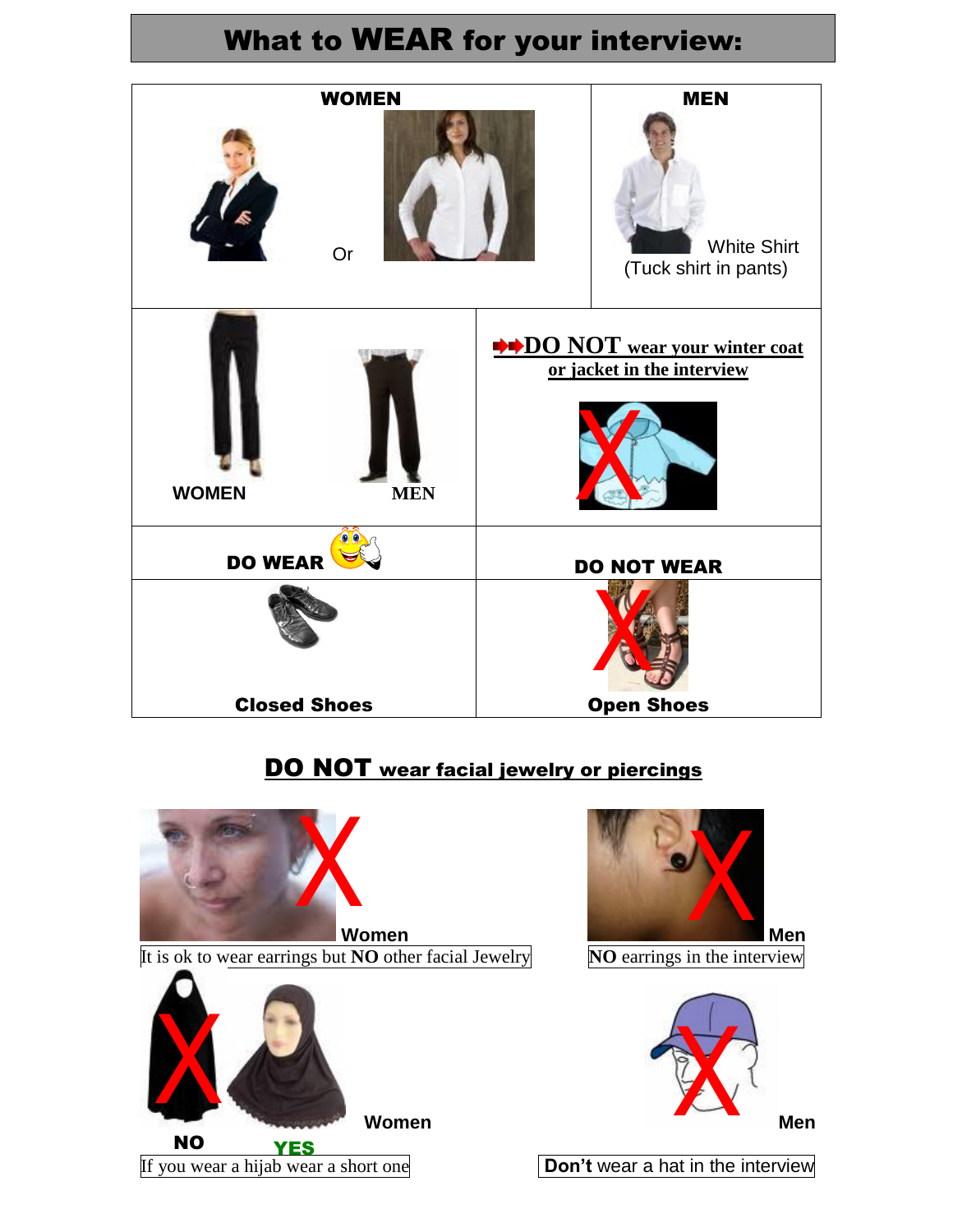# What to WEAR for your interview:

| WOMEN | | MEN |
|---|---|---|
| Or | | White Shirt (Tuck shirt in pants) |
| WOMEN | MEN | **DO NOT** wear your winter coat or jacket in the interview |
| **DO WEAR** | | **DO NOT WEAR** |
| **Closed Shoes** | | **Open Shoes** |

## DO NOT wear facial jewelry or piercings

**Women**

It is ok to wear earrings but **NO** other facial Jewelry

**Men**

**NO** earrings in the interview

**Women**

**NO** **YES**

If you wear a hijab wear a short one

**Men**

**Don't** wear a hat in the interview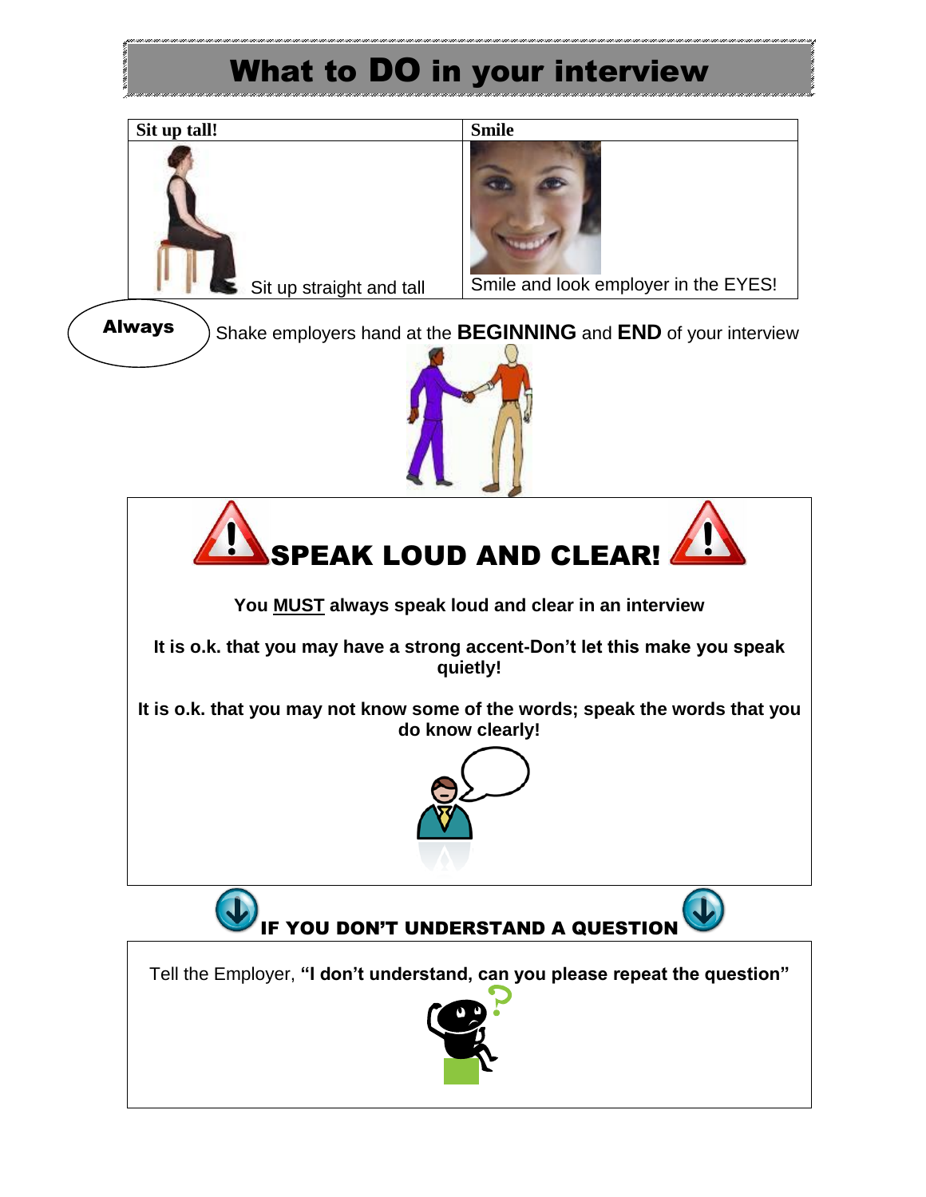# What to DO in your interview

| Sit up tall! | Smile |
| --- | --- |
| Sit up straight and tall | Smile and look employer in the EYES! |

**Always** Shake employers hand at the **BEGINNING** and **END** of your interview

## SPEAK LOUD AND CLEAR!

**You MUST always speak loud and clear in an interview**

**It is o.k. that you may have a strong accent-Don't let this make you speak quietly!**

**It is o.k. that you may not know some of the words; speak the words that you do know clearly!**

## IF YOU DON'T UNDERSTAND A QUESTION

Tell the Employer, **"I don't understand, can you please repeat the question"**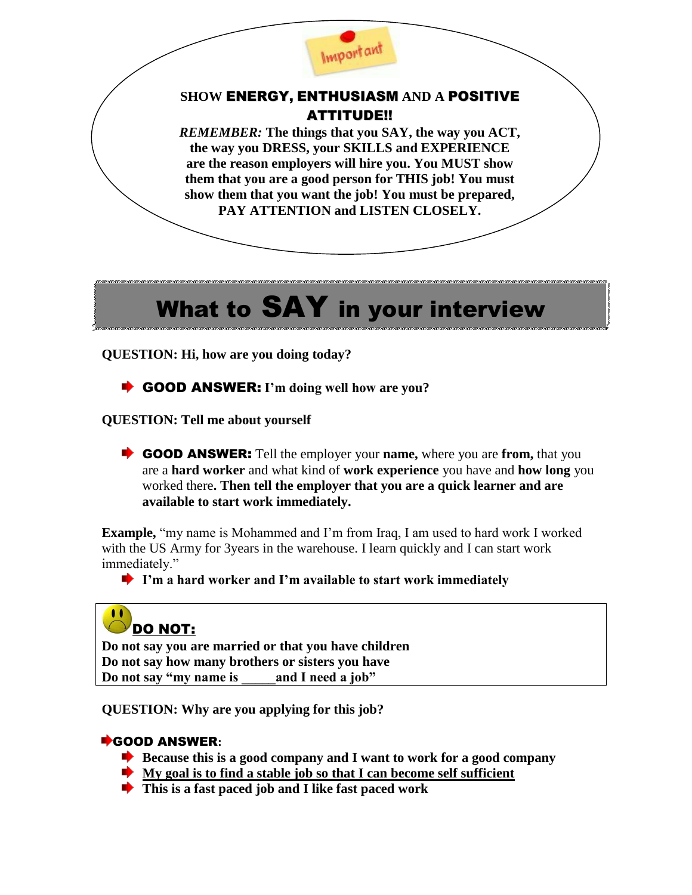Important

**SHOW ENERGY, ENTHUSIASM AND A POSITIVE ATTITUDE!!**

***REMEMBER:*** **The things that you SAY, the way you ACT, the way you DRESS, your SKILLS and EXPERIENCE are the reason employers will hire you. You MUST show them that you are a good person for THIS job! You must show them that you want the job! You must be prepared, PAY ATTENTION and LISTEN CLOSELY.**

# What to SAY in your interview

**QUESTION: Hi, how are you doing today?**

- **GOOD ANSWER: I'm doing well how are you?**

**QUESTION: Tell me about yourself**

- **GOOD ANSWER:** Tell the employer your **name,** where you are **from,** that you are a **hard worker** and what kind of **work experience** you have and **how long** you worked there**. Then tell the employer that you are a quick learner and are available to start work immediately.**

**Example,** "my name is Mohammed and I'm from Iraq, I am used to hard work I worked with the US Army for 3years in the warehouse. I learn quickly and I can start work immediately."

- **I'm a hard worker and I'm available to start work immediately**

**DO NOT:**

**Do not say you are married or that you have children**
**Do not say how many brothers or sisters you have**
**Do not say "my name is _____and I need a job"**

**QUESTION: Why are you applying for this job?**

**GOOD ANSWER**:

- **Because this is a good company and I want to work for a good company**
- **My goal is to find a stable job so that I can become self sufficient**
- **This is a fast paced job and I like fast paced work**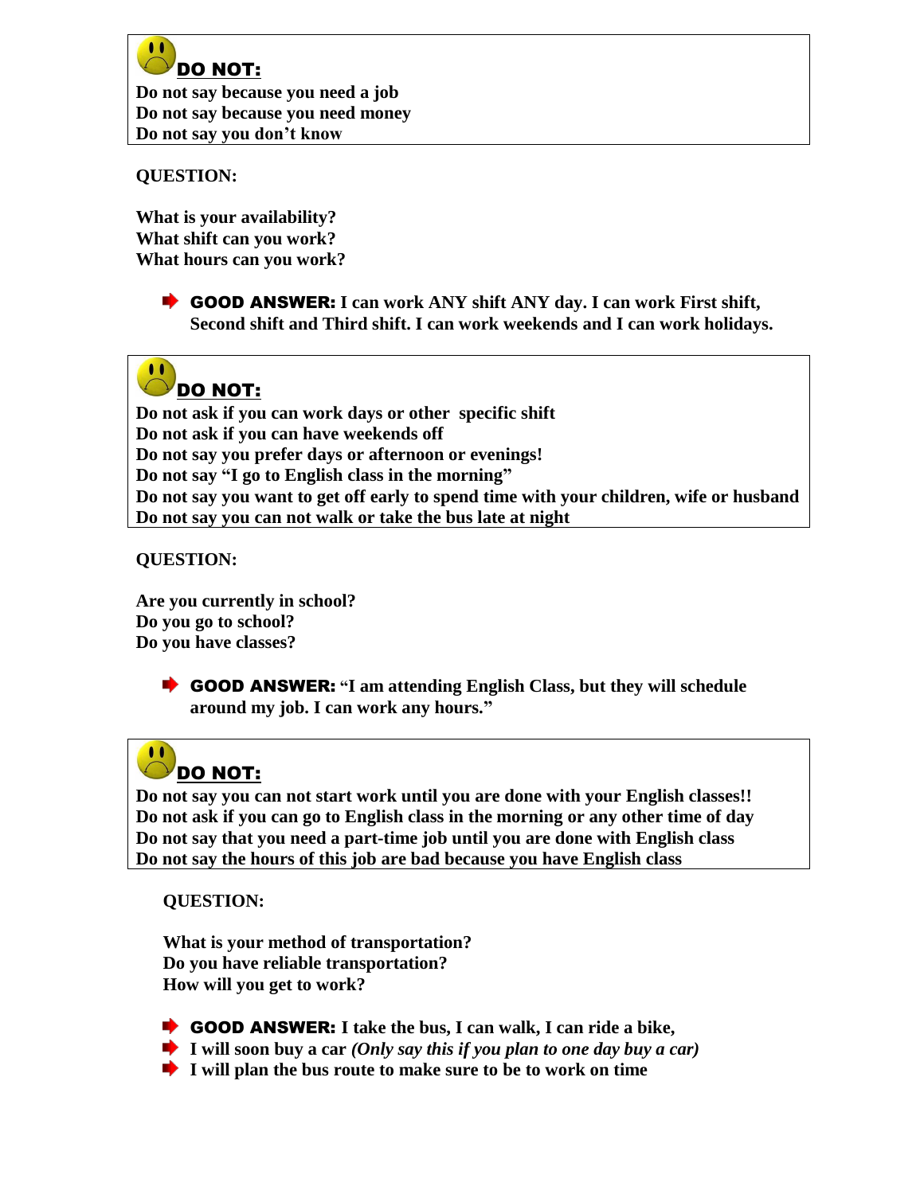**DO NOT:**

**Do not say because you need a job**
**Do not say because you need money**
**Do not say you don't know**

**QUESTION:**

**What is your availability?**
**What shift can you work?**
**What hours can you work?**

- **GOOD ANSWER: I can work ANY shift ANY day. I can work First shift, Second shift and Third shift. I can work weekends and I can work holidays.**

**DO NOT:**

**Do not ask if you can work days or other specific shift**
**Do not ask if you can have weekends off**
**Do not say you prefer days or afternoon or evenings!**
**Do not say "I go to English class in the morning"**
**Do not say you want to get off early to spend time with your children, wife or husband**
**Do not say you can not walk or take the bus late at night**

**QUESTION:**

**Are you currently in school?**
**Do you go to school?**
**Do you have classes?**

- **GOOD ANSWER: "I am attending English Class, but they will schedule around my job. I can work any hours."**

**DO NOT:**

**Do not say you can not start work until you are done with your English classes!!**
**Do not ask if you can go to English class in the morning or any other time of day**
**Do not say that you need a part-time job until you are done with English class**
**Do not say the hours of this job are bad because you have English class**

**QUESTION:**

**What is your method of transportation?**
**Do you have reliable transportation?**
**How will you get to work?**

- **GOOD ANSWER: I take the bus, I can walk, I can ride a bike,**
- **I will soon buy a car *(Only say this if you plan to one day buy a car)***
- **I will plan the bus route to make sure to be to work on time**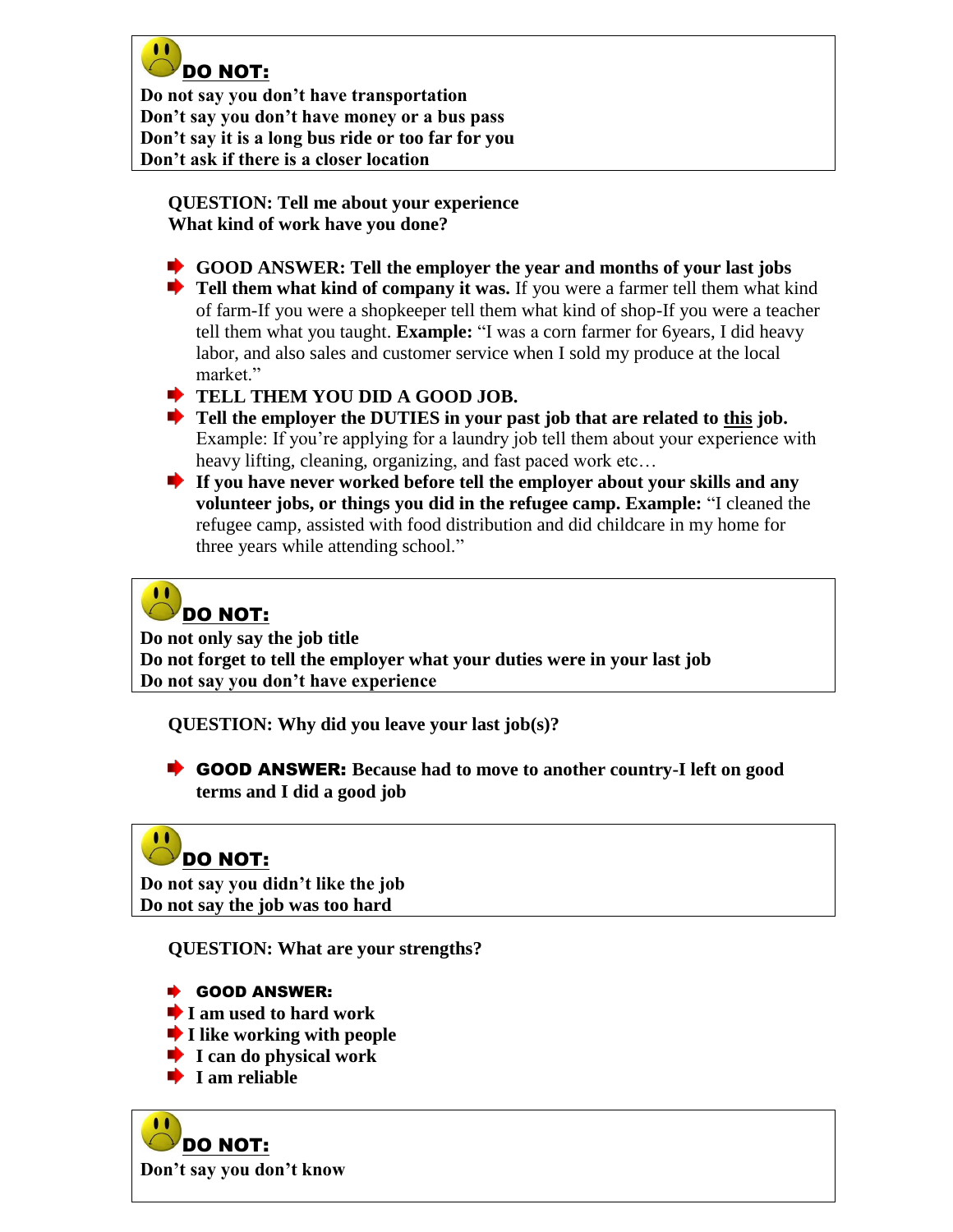**DO NOT:**

**Do not say you don't have transportation**
**Don't say you don't have money or a bus pass**
**Don't say it is a long bus ride or too far for you**
**Don't ask if there is a closer location**

**QUESTION: Tell me about your experience**
**What kind of work have you done?**

- **GOOD ANSWER: Tell the employer the year and months of your last jobs**
- **Tell them what kind of company it was.** If you were a farmer tell them what kind of farm-If you were a shopkeeper tell them what kind of shop-If you were a teacher tell them what you taught. **Example:** "I was a corn farmer for 6years, I did heavy labor, and also sales and customer service when I sold my produce at the local market."
- **TELL THEM YOU DID A GOOD JOB.**
- **Tell the employer the DUTIES in your past job that are related to this job.** Example: If you're applying for a laundry job tell them about your experience with heavy lifting, cleaning, organizing, and fast paced work etc…
- **If you have never worked before tell the employer about your skills and any volunteer jobs, or things you did in the refugee camp. Example:** "I cleaned the refugee camp, assisted with food distribution and did childcare in my home for three years while attending school."

**DO NOT:**

**Do not only say the job title**
**Do not forget to tell the employer what your duties were in your last job**
**Do not say you don't have experience**

**QUESTION: Why did you leave your last job(s)?**

- **GOOD ANSWER: Because had to move to another country-I left on good terms and I did a good job**

**DO NOT:**

**Do not say you didn't like the job**
**Do not say the job was too hard**

**QUESTION: What are your strengths?**

- **GOOD ANSWER:**
- **I am used to hard work**
- **I like working with people**
- **I can do physical work**
- **I am reliable**

**DO NOT:**

**Don't say you don't know**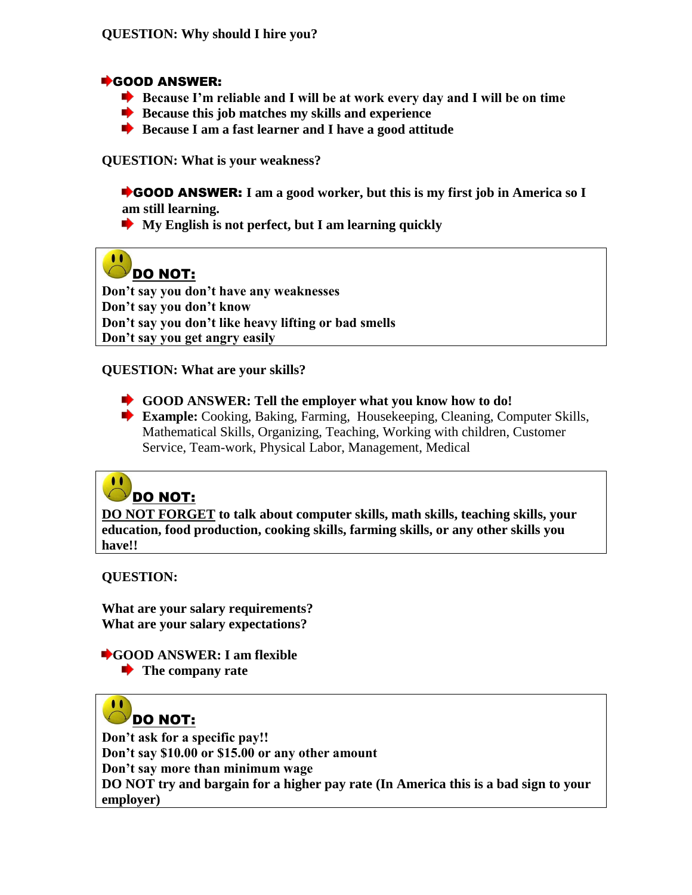**QUESTION: Why should I hire you?**

**GOOD ANSWER:**

- **Because I'm reliable and I will be at work every day and I will be on time**
- **Because this job matches my skills and experience**
- **Because I am a fast learner and I have a good attitude**

**QUESTION: What is your weakness?**

**GOOD ANSWER: I am a good worker, but this is my first job in America so I am still learning.**

- **My English is not perfect, but I am learning quickly**

**DO NOT:**

**Don't say you don't have any weaknesses**
**Don't say you don't know**
**Don't say you don't like heavy lifting or bad smells**
**Don't say you get angry easily**

**QUESTION: What are your skills?**

- **GOOD ANSWER: Tell the employer what you know how to do!**
- **Example:** Cooking, Baking, Farming, Housekeeping, Cleaning, Computer Skills, Mathematical Skills, Organizing, Teaching, Working with children, Customer Service, Team-work, Physical Labor, Management, Medical

**DO NOT:**

**DO NOT FORGET to talk about computer skills, math skills, teaching skills, your education, food production, cooking skills, farming skills, or any other skills you have!!**

**QUESTION:**

**What are your salary requirements?**
**What are your salary expectations?**

**GOOD ANSWER: I am flexible**

- **The company rate**

**DO NOT:**

**Don't ask for a specific pay!!**
**Don't say $10.00 or $15.00 or any other amount**
**Don't say more than minimum wage**
**DO NOT try and bargain for a higher pay rate (In America this is a bad sign to your employer)**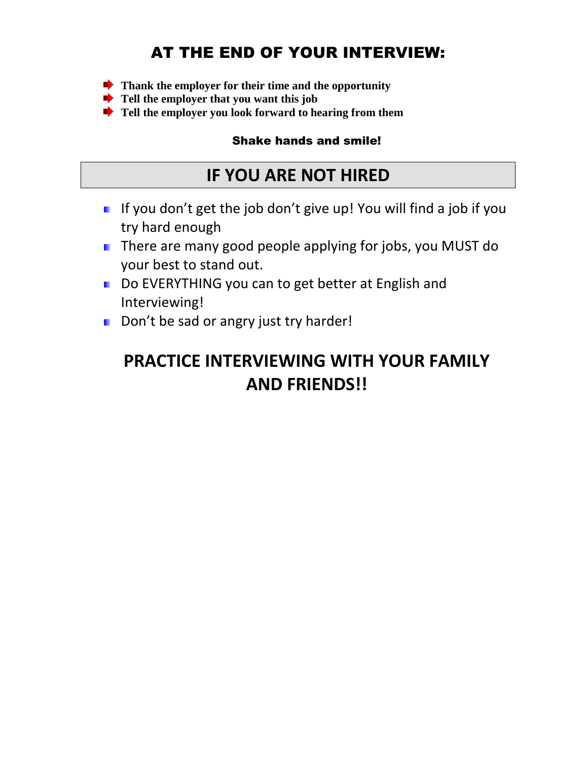## AT THE END OF YOUR INTERVIEW:

- **Thank the employer for their time and the opportunity**
- **Tell the employer that you want this job**
- **Tell the employer you look forward to hearing from them**

**Shake hands and smile!**

## IF YOU ARE NOT HIRED

- If you don't get the job don't give up! You will find a job if you try hard enough
- There are many good people applying for jobs, you MUST do your best to stand out.
- Do EVERYTHING you can to get better at English and Interviewing!
- Don't be sad or angry just try harder!

## PRACTICE INTERVIEWING WITH YOUR FAMILY AND FRIENDS!!